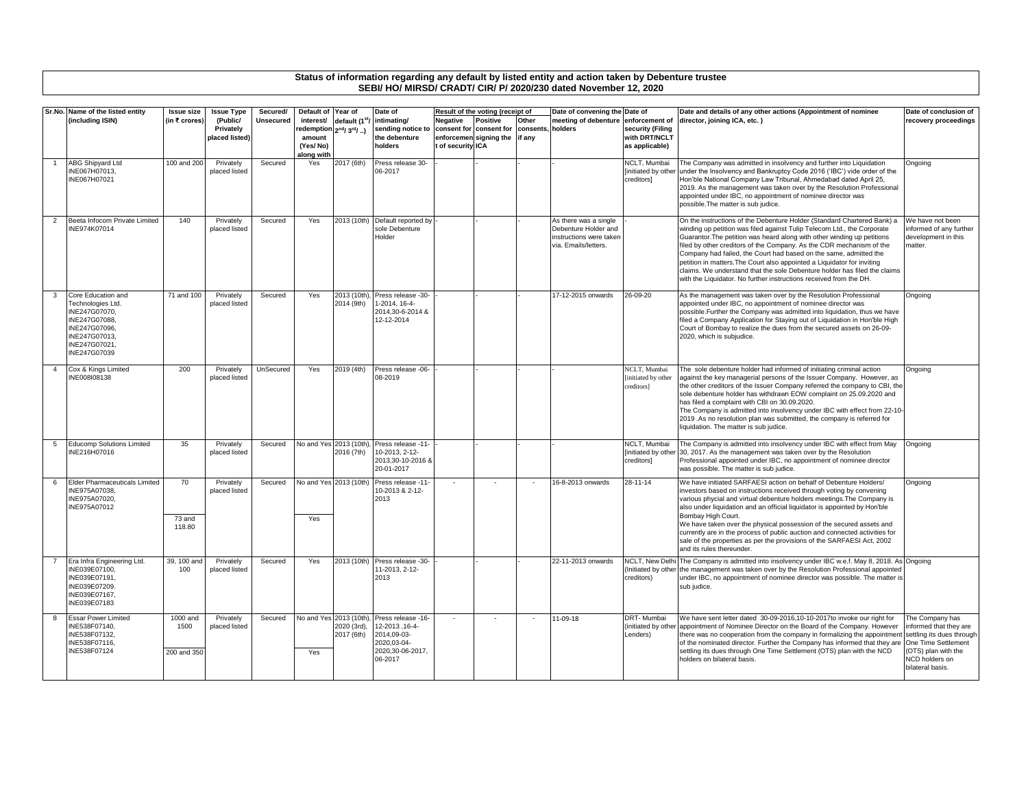## Status of information regarding any default by listed entity and action taken by Debenture trustee
## SEBI/ HO/ MIRSD/ CRADT/ CIR/ P/ 2020/230 dated November 12, 2020

| Sr.No. | Name of the listed entity (including ISIN) | Issue size (in ₹ crores) | Issue Type (Public/ Privately placed listed) | Secured/ Unsecured | Default of interest/ redemption amount (Yes/ No) along with | Year of default (1st/ 2nd/ 3rd ..) | Date of intimating/ sending notice to the debenture holders | Result of the voting (receipt of | | | Date of convening the meeting of debenture holders | Date of enforcement of security (Filing with DRT/NCLT as applicable) | Date and details of any other actions (Appointment of nominee director, joining ICA, etc. ) | Date of conclusion of recovery proceedings |
|---|---|---|---|---|---|---|---|---|---|---|---|---|---|---|
| | | | | | | | | Negative consent for enforcement of security | Positive consent for signing the ICA | Other consents, if any | | | | |
| 1 | ABG Shipyard Ltd INE067H07013, INE067H07021 | 100 and 200 | Privately placed listed | Secured | Yes | 2017 (6th) | Press release 30-06-2017 | - | - | - | - | NCLT, Mumbai [initiated by other creditors] | The Company was admitted in insolvency and further into Liquidation under the Insolvency and Bankruptcy Code 2016 ('IBC') vide order of the Hon'ble National Company Law Tribunal, Ahmedabad dated April 25, 2019. As the management was taken over by the Resolution Professional appointed under IBC, no appointment of nominee director was possible.The matter is sub judice. | Ongoing |
| 2 | Beeta Infocom Private Limited INE974K07014 | 140 | Privately placed listed | Secured | Yes | 2013 (10th) | Default reported by sole Debenture Holder | - | - | - | As there was a single Debenture Holder and instructions were taken via. Emails/letters. | - | On the instructions of the Debenture Holder (Standard Chartered Bank) a winding up petition was filed against Tulip Telecom Ltd., the Corporate Guarantor.The petition was heard along with other winding up petitions filed by other creditors of the Company. As the CDR mechanism of the Company had failed, the Court had based on the same, admitted the petition in matters.The Court also appointed a Liquidator for inviting claims. We understand that the sole Debenture holder has filed the claims with the Liquidator. No further instructions received from the DH. | We have not been informed of any further development in this matter. |
| 3 | Core Education and Technologies Ltd. INE247G07070, INE247G07088, INE247G07096, INE247G07013, INE247G07021, INE247G07039 | 71 and 100 | Privately placed listed | Secured | Yes | 2013 (10th), 2014 (9th) | Press release -30-1-2014, 16-4-2014,30-6-2014 & 12-12-2014 | - | - | - | 17-12-2015 onwards | 26-09-20 | As the management was taken over by the Resolution Professional appointed under IBC, no appointment of nominee director was possible.Further the Company was admitted into liquidation, thus we have filed a Company Application for Staying out of Liquidation in Hon'ble High Court of Bombay to realize the dues from the secured assets on 26-09-2020, which is subjudice. | Ongoing |
| 4 | Cox & Kings Limited INE008I08138 | 200 | Privately placed listed | UnSecured | Yes | 2019 (4th) | Press release -06-08-2019 | - | - | - | - | NCLT, Mumbai [initiated by other creditors] | The sole debenture holder had informed of initiating criminal action against the key managerial persons of the Issuer Company. However, as the other creditors of the Issuer Company referred the company to CBI, the sole debenture holder has withdrawn EOW complaint on 25.09.2020 and has filed a complaint with CBI on 30.09.2020.<br>The Company is admitted into insolvency under IBC with effect from 22-10-2019 .As no resolution plan was submitted, the company is referred for liquidation. The matter is sub judice. | Ongoing |
| 5 | Educomp Solutions Limited INE216H07016 | 35 | Privately placed listed | Secured | No and Yes | 2013 (10th), 2016 (7th) | Press release -11-10-2013, 2-12-2013,30-10-2016 & 20-01-2017 | - | - | - | - | NCLT, Mumbai [initiated by other creditors] | The Company is admitted into insolvency under IBC with effect from May 30, 2017. As the management was taken over by the Resolution Professional appointed under IBC, no appointment of nominee director was possible. The matter is sub judice. | Ongoing |
| 6 | Elder Pharmaceuticals Limited INE975A07038, INE975A07020, INE975A07012 | 70<br><br>73 and 118.80 | Privately placed listed | Secured | No and Yes<br><br>Yes | 2013 (10th) | Press release -11-10-2013 & 2-12-2013 | - | - | - | 16-8-2013 onwards | 28-11-14 | We have initiated SARFAESI action on behalf of Debenture Holders/ investors based on instructions received through voting by convening various phycial and virtual debenture holders meetings.The Company is also under liquidation and an official liquidator is appointed by Hon'ble Bombay High Court.<br>We have taken over the physical possession of the secured assets and currently are in the process of public auction and connected activities for sale of the properties as per the provisions of the SARFAESI Act, 2002 and its rules thereunder. | Ongoing |
| 7 | Era Infra Engineering Ltd. INE039E07100, INE039E07191, INE039E07209. INE039E07167, INE039E07183 | 39, 100 and 100 | Privately placed listed | Secured | Yes | 2013 (10th) | Press release -30-11-2013, 2-12-2013 | - | - | - | 22-11-2013 onwards | NCLT, New Delhi (Initiated by other creditors) | The Company is admitted into insolvency under IBC w.e.f. May 8, 2018. As the management was taken over by the Resolution Professional appointed under IBC, no appointment of nominee director was possible. The matter is sub judice. | Ongoing |
| 8 | Essar Power Limited INE538F07140, INE538F07132, INE538F07116, INE538F07124 | 1000 and 1500<br><br>200 and 350 | Privately placed listed | Secured | No and Yes<br><br>Yes | 2013 (10th), 2020 (3rd), 2017 (6th) | Press release -16-12-2013 ,16-4-2014,09-03-2020,03-04-2020,30-06-2017, 06-2017 | - | - | - | 11-09-18 | DRT- Mumbai (initiated by other Lenders) | We have sent letter dated 30-09-2016,10-10-2017to invoke our right for appointment of Nominee Director on the Board of the Company. However there was no cooperation from the company in formalizing the appointment of the nominated director. Further the Company has informed that they are settling its dues through One Time Settlement (OTS) plan with the NCD holders on bilateral basis. | The Company has informed that they are settling its dues through One Time Settlement (OTS) plan with the NCD holders on bilateral basis. |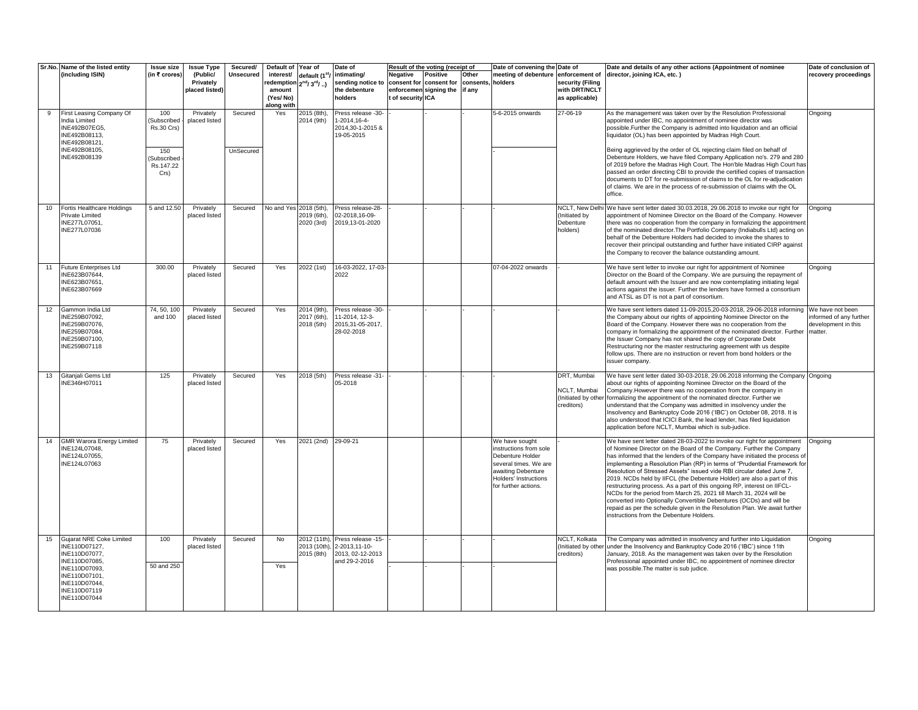| Sr.No. | Name of the listed entity (including ISIN) | Issue size (in ₹ crores) | Issue Type (Public/ Privately placed listed) | Secured/ Unsecured | Default of interest/ redemption amount (Yes/ No) along with | Year of default (1st/ 2nd/ 3rd/ ..) | Date of intimating/ sending notice to the debenture holders | Result of the voting (receipt of | | | Date of convening the meeting of debenture holders | Date of enforcement of security (Filing with DRT/NCLT as applicable) | Date and details of any other actions (Appointment of nominee director, joining ICA, etc. ) | Date of conclusion of recovery proceedings |
|---|---|---|---|---|---|---|---|---|---|---|---|---|---|---|
| | | | | | | | | Negative consent for enforcement of security | Positive consent for signing the ICA | Other consents, if any | | | | |
| 9 | First Leasing Company Of India Limited INE492B07EG5, INE492B08113, INE492B08121, INE492B08105, INE492B08139 | 100 (Subscribed - Rs.30 Crs) | Privately placed listed | Secured | Yes | 2015 (8th), 2014 (9th) | Press release -30-1-2014,16-4-2014,30-1-2015 & 19-05-2015 | - | - | - | 5-6-2015 onwards | 27-06-19 | As the management was taken over by the Resolution Professional appointed under IBC, no appointment of nominee director was possible.Further the Company is admitted into liquidation and an official liquidator (OL) has been appointed by Madras High Court. | Ongoing |
| | | 150 (Subscribed - Rs.147.22 Crs) | | UnSecured | | | | | | | - | | Being aggrieved by the order of OL rejecting claim filed on behalf of Debenture Holders, we have filed Company Application no's. 279 and 280 of 2019 before the Madras High Court. The Hon'ble Madras High Court has passed an order directing CBI to provide the certified copies of transaction documents to DT for re-submission of claims to the OL for re-adjudication of claims. We are in the process of re-submission of claims with the OL office. | |
| 10 | Fortis Healthcare Holdings Private Limited INE277L07051, INE277L07036 | 5 and 12.50 | Privately placed listed | Secured | No and Yes | 2018 (5th), 2019 (6th), 2020 (3rd) | Press release-28-02-2018,16-09-2019,13-01-2020 | - | - | - | - | NCLT, New Delhi (Initiated by Debenture holders) | We have sent letter dated 30.03.2018, 29.06.2018 to invoke our right for appointment of Nominee Director on the Board of the Company. However there was no cooperation from the company in formalizing the appointment of the nominated director.The Portfolio Company (Indiabulls Ltd) acting on behalf of the Debenture Holders had decided to invoke the shares to recover their principal outstanding and further have initiated CIRP against the Company to recover the balance outstanding amount. | Ongoing |
| 11 | Future Enterprises Ltd INE623B07644, INE623B07651, INE623B07669 | 300.00 | Privately placed listed | Secured | Yes | 2022 (1st) | 16-03-2022, 17-03-2022 | | | | 07-04-2022 onwards | - | We have sent letter to invoke our right for appointment of Nominee Director on the Board of the Company. We are pursuing the repayment of default amount with the Issuer and are now contemplating initiating legal actions against the issuer. Further the lenders have formed a consortium and ATSL as DT is not a part of consortium. | Ongoing |
| 12 | Gammon India Ltd INE259B07092, INE259B07076, INE259B07084, INE259B07100, INE259B07118 | 74, 50, 100 and 100 | Privately placed listed | Secured | Yes | 2014 (9th), 2017 (6th), 2018 (5th) | Press release -30-11-2014, 12-3-2015,31-05-2017, 28-02-2018 | - | - | - | - | - | We have sent letters dated 11-09-2015,20-03-2018, 29-06-2018 informing the Company about our rights of appointing Nominee Director on the Board of the Company. However there was no cooperation from the company in formalizing the appointment of the nominated director. Further the Issuer Company has not shared the copy of Corporate Debt Restructuring nor the master restructuring agreement with us despite follow ups. There are no instruction or revert from bond holders or the issuer company. | We have not been informed of any further development in this matter. |
| 13 | Gitanjali Gems Ltd INE346H07011 | 125 | Privately placed listed | Secured | Yes | 2018 (5th) | Press release -31-05-2018 | - | - | - | - | DRT, Mumbai NCLT, Mumbai (Initiated by other creditors) | We have sent letter dated 30-03-2018, 29.06.2018 informing the Company about our rights of appointing Nominee Director on the Board of the Company.However there was no cooperation from the company in formalizing the appointment of the nominated director. Further we understand that the Company was admitted in insolvency under the Insolvency and Bankruptcy Code 2016 ('IBC') on October 08, 2018. It is also understood that ICICI Bank, the lead lender, has filed liquidation application before NCLT, Mumbai which is sub-judice. | Ongoing |
| 14 | GMR Warora Energy Limited INE124L07048, INE124L07055, INE124L07063 | 75 | Privately placed listed | Secured | Yes | 2021 (2nd) | 29-09-21 | | | | We have sought instructions from sole Debenture Holder several times. We are awaiting Debenture Holders' Instructions for further actions. | - | We have sent letter dated 28-03-2022 to invoke our right for appointment of Nominee Director on the Board of the Company. Further the Company has informed that the lenders of the Company have initiated the process of implementing a Resolution Plan (RP) in terms of "Prudential Framework for Resolution of Stressed Assets" issued vide RBI circular dated June 7, 2019. NCDs held by IIFCL (the Debenture Holder) are also a part of this restructuring process. As a part of this ongoing RP, interest on IIFCL-NCDs for the period from March 25, 2021 till March 31, 2024 will be converted into Optionally Convertible Debentures (OCDs) and will be repaid as per the schedule given in the Resolution Plan. We await further instructions from the Debenture Holders. | Ongoing |
| 15 | Gujarat NRE Coke Limited INE110D07127, INE110D07077, INE110D07085, INE110D07093, INE110D07101, INE110D07044, INE110D07119 INE110D07044 | 100 | Privately placed listed | Secured | No | 2012 (11th), 2013 (10th), 2015 (8th) | Press release -15-2-2013,11-10-2013, 02-12-2013 and 29-2-2016 | - | - | - | | NCLT, Kolkata (Initiated by other creditors) | The Company was admitted in insolvency and further into Liquidation under the Insolvency and Bankruptcy Code 2016 ('IBC') since 11th January, 2018. As the management was taken over by the Resolution Professional appointed under IBC, no appointment of nominee director was possible.The matter is sub judice. | Ongoing |
| | | 50 and 250 | | | Yes | | | - | - | - | - | | | |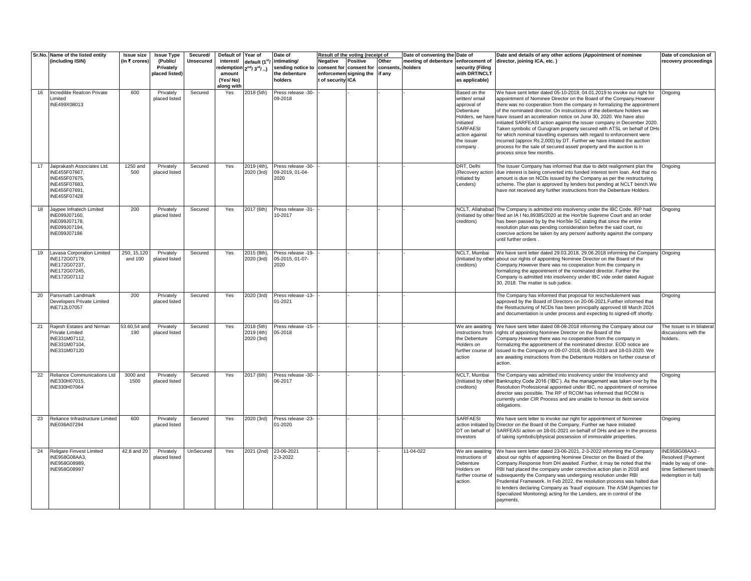| Sr.No. | Name of the listed entity (including ISIN) | Issue size (in ₹ crores) | Issue Type (Public/ Privately placed listed) | Secured/ Unsecured | Default of interest/ redemption amount (Yes/ No) along with | Year of default (1st/ 2nd/ 3rd/ ..) | Date of intimating/ sending notice to the debenture holders | Result of the voting (receipt of | | | Date of convening the meeting of debenture holders | Date of enforcement of security (Filing with DRT/NCLT as applicable) | Date and details of any other actions (Appointment of nominee director, joining ICA, etc. ) | Date of conclusion of recovery proceedings |
|---|---|---|---|---|---|---|---|---|---|---|---|---|---|---|
| | | | | | | | | Negative consent for enforcement of security ICA | Positive consent for signing the | Other consents, if any | | | | |
| 16 | Incredible Realcon Private Limited INE499X08013 | 600 | Privately placed listed | Secured | Yes | 2018 (5th) | Press release -30-09-2018 | - | - | - | - | Based on the written/ email approval of Debenture Holders, we have initiated SARFAESI action against the issuer company . | We have sent letter dated 05-10-2018, 04.01.2019 to invoke our right for appointment of Nominee Director on the Board of the Company.However there was no cooperation from the company in formalizing the appointment of the nominated director. On instructions of the debenture holders we have issued an acceleration notice on June 30, 2020. We have also initiated SARFEASI action against the issuer company in December 2020. Taken symbolic of Gurugram property secured with ATSL on behalf of DHs for which nominal travelling expenses with regard to enforcement were incurred (approx Rs.2,000) by DT. Further we have initated the auction process for the sale of secured asset/ property and the auction is in process since few months. | Ongoing |
| 17 | Jaiprakash Associates Ltd. INE455F07667, INE455F07675, INE455F07683, INE455F07691, INE455F07428 | 1250 and 500 | Privately placed listed | Secured | Yes | 2019 (4th), 2020 (3rd) | Press release -30-09-2019, 01-04-2020 | - | - | - | - | DRT, Delhi (Recovery action initiated by Lenders) | The Issuer Company has informed that due to debt realignment plan the due interest is being converted into funded interest term loan. And that no amount is due on NCDs issued by the Company as per the restructuring scheme. The plan is approved by lenders but pending at NCLT bench.We have not received any further instructions from the Debenture Holders. | Ongoing |
| 18 | Jaypee Infratech Limited INE099J07160, INE099J07178, INE099J07194, INE099J07186 | 200 | Privately placed listed | Secured | Yes | 2017 (6th) | Press release -31-10-2017 | - | - | - | - | NCLT, Allahabad (Initiated by other creditors) | The Company is admitted into insolvency under the IBC Code. IRP had filed an IA I No.89385/2020 at the Hon'ble Supreme Court and an order has been passed by by the Hon'ble SC stating that since the entire resolution plan was pending consideration before the said court, no coercive actions be taken by any person/ authority against the company until further orders . | Ongoing |
| 19 | Lavasa Corporation Limited INE172G07179, INE172G07237, INE172G07245, INE172G07112 | 250, 15,120 and 100 | Privately placed listed | Secured | Yes | 2015 (8th), 2020 (3rd) | Press release -19-05-2015, 01-07-2020 | - | - | - | - | NCLT, Mumbai (Initiated by other creditors) | We have sent letter dated 29.03.2018, 29.06.2018 informing the Company about our rights of appointing Nominee Director on the Board of the Company.However there was no cooperation from the company in formalizing the appointment of the nominated director. Further the Company is admitted into insolvency under IBC vide order dated August 30, 2018. The matter is sub judice. | Ongoing |
| 20 | Parsvnath Landmark Developers Private Limited INE712L07057 | 200 | Privately placed listed | Secured | Yes | 2020 (3rd) | Press release -13-01-2021 | - | - | - | - | | The Company has informed that proposal for reschedulement was approved by the Board of Directors on 20-06-2021.Further informed that the Restructuring of NCDs has been principally approved till March 2024 and documentation is under process and expecting to signed-off shortly. | Ongoing |
| 21 | Rajesh Estates and Nirman Private Limited INE331M07112, INE331M07104, INE331M07120 | 53.60,54 and 190 | Privately placed listed | Secured | Yes | 2018 (5th) 2019 (4th) 2020 (3rd) | Press release -15-05-2018 | - | - | - | - | We are awaiting instructions from the Debenture Holders on further course of action | We have sent letter dated 08-08-2018 informing the Company about our rights of appointing Nominee Director on the Board of the Company.However there was no cooperation from the company in formalizing the appointment of the nominated director. EOD notice are issued to the Company on 09-07-2018, 08-05-2019 and 18-03-2020. We are awaiting instructions from the Debenture Holders on further course of action. | The Issuer is in bilateral discussions with the holders. |
| 22 | Reliance Communications Ltd INE330H07015, INE330H07064 | 3000 and 1500 | Privately placed listed | Secured | Yes | 2017 (6th) | Press release -30-06-2017 | - | - | - | - | NCLT, Mumbai (Initiated by other creditors) | The Company was admitted into insolvency under the Insolvency and Bankruptcy Code 2016 ('IBC'). As the management was taken over by the Resolution Professional appointed under IBC, no appointment of nominee director was possible. The RP of RCOM has informed that RCOM is currently under CIR Process and are unable to honour its debt service obligations. | Ongoing |
| 23 | Reliance Infrastructure Limited INE036A07294 | 600 | Privately placed listed | Secured | Yes | 2020 (3rd) | Press release -23-01-2020 | - | - | - | - | SARFAESI action initiated by DT on behalf of investors | We have sent letter to invoke our right for appointment of Nominee Director on the Board of the Company. Further we have initiated SARFEASI action on 18-01-2021 on behalf of DHs and are in the process of taking symbolic/physical possession of immovable properties. | Ongoing |
| 24 | Religare Finvest Limited INE958G08AA3, INE958G08989, INE958G08997 | 42,8 and 20 | Privately placed listed | UnSecured | Yes | 2021 (2nd) | 23-06-2021 2-3-2022 | - | - | - | 11-04-022 | We are awaiting instructions of Debenture Holders on further course of action. | We have sent letter dated 23-06-2021, 2-3-2022 informing the Company about our rights of appointing Nominee Director on the Board of the Company.Response from DH awaited. Further, it may be noted that the RBI had placed the company under corrective action plan in 2018 and subsequently the Company was undergoing resolution under RBI Prudential Framework. In Feb 2022, the resolution process was halted due to lenders declaring Company as 'fraud' exposure. The ASM (Agencies for Specialized Monitoring) acting for the Lenders, are in control of the payments. | INE958G08AA3 - Resolved (Payment made by way of one-time Settlement towards redemption in full) |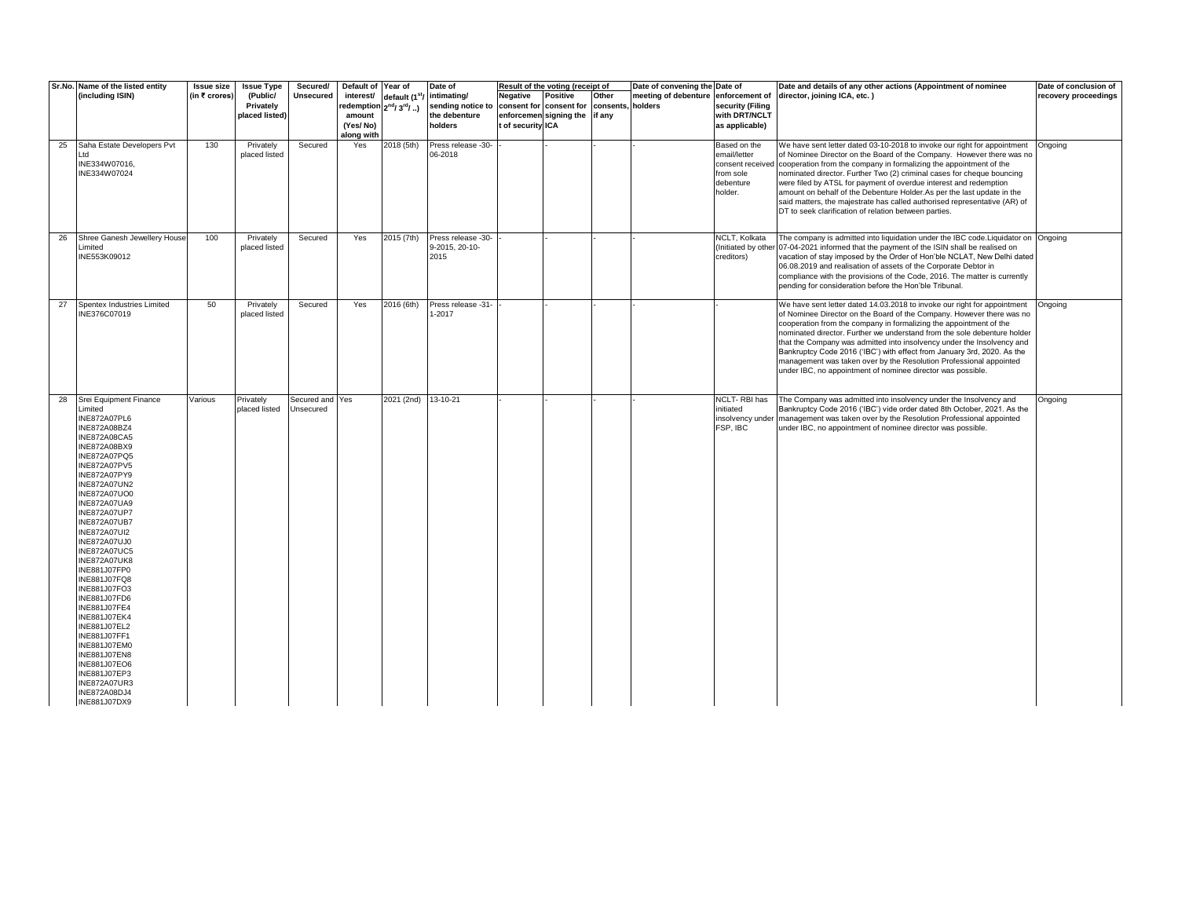| Sr.No. | Name of the listed entity (including ISIN) | Issue size (in ₹ crores) | Issue Type (Public/ Privately placed listed) | Secured/ Unsecured | Default of interest/ redemption amount (Yes/ No) along with | Year of default (1st/ 2nd/ 3rd/ ..) | Date of intimating/ sending notice to the debenture holders | Result of the voting (receipt of | | | Date of convening the meeting of debenture holders | Date of enforcement of security (Filing with DRT/NCLT as applicable) | Date and details of any other actions (Appointment of nominee director, joining ICA, etc. ) | Date of conclusion of recovery proceedings |
|---|---|---|---|---|---|---|---|---|---|---|---|---|---|---|
| | | | | | | | | Negative consent for enforcement of security | Positive consent for signing the ICA | Other consents, if any | | | | |
| 25 | Saha Estate Developers Pvt Ltd INE334W07016, INE334W07024 | 130 | Privately placed listed | Secured | Yes | 2018 (5th) | Press release -30-06-2018 | - | - | - | - | Based on the email/letter consent received from sole debenture holder. | We have sent letter dated 03-10-2018 to invoke our right for appointment of Nominee Director on the Board of the Company. However there was no cooperation from the company in formalizing the appointment of the nominated director. Further Two (2) criminal cases for cheque bouncing were filed by ATSL for payment of overdue interest and redemption amount on behalf of the Debenture Holder.As per the last update in the said matters, the majestrate has called authorised representative (AR) of DT to seek clarification of relation between parties. | Ongoing |
| 26 | Shree Ganesh Jewellery House Limited INE553K09012 | 100 | Privately placed listed | Secured | Yes | 2015 (7th) | Press release -30-9-2015, 20-10-2015 | - | - | - | - | NCLT, Kolkata (Initiated by other creditors) | The company is admitted into liquidation under the IBC code.Liquidator on 07-04-2021 informed that the payment of the ISIN shall be realised on vacation of stay imposed by the Order of Hon'ble NCLAT, New Delhi dated 06.08.2019 and realisation of assets of the Corporate Debtor in compliance with the provisions of the Code, 2016. The matter is currently pending for consideration before the Hon'ble Tribunal. | Ongoing |
| 27 | Spentex Industries Limited INE376C07019 | 50 | Privately placed listed | Secured | Yes | 2016 (6th) | Press release -31-1-2017 | - | - | - | - | - | We have sent letter dated 14.03.2018 to invoke our right for appointment of Nominee Director on the Board of the Company. However there was no cooperation from the company in formalizing the appointment of the nominated director. Further we understand from the sole debenture holder that the Company was admitted into insolvency under the Insolvency and Bankruptcy Code 2016 ('IBC') with effect from January 3rd, 2020. As the management was taken over by the Resolution Professional appointed under IBC, no appointment of nominee director was possible. | Ongoing |
| 28 | Srei Equipment Finance Limited INE872A07PL6 INE872A08BZ4 INE872A08CA5 INE872A08BX9 INE872A07PQ5 INE872A07PV5 INE872A07PY9 INE872A07UN2 INE872A07UO0 INE872A07UA9 INE872A07UP7 INE872A07UB7 INE872A07UI2 INE872A07UJ0 INE872A07UC5 INE872A07UK8 INE881J07FP0 INE881J07FQ8 INE881J07FO3 INE881J07FD6 INE881J07FE4 INE881J07EK4 INE881J07EL2 INE881J07FF1 INE881J07EM0 INE881J07EN8 INE881J07EO6 INE881J07EP3 INE872A07UR3 INE872A08DJ4 INE881J07DX9 | Various | Privately placed listed | Secured and Unsecured | Yes | 2021 (2nd) | 13-10-21 | - | - | - | - | NCLT- RBI has initiated insolvency under FSP, IBC | The Company was admitted into insolvency under the Insolvency and Bankruptcy Code 2016 ('IBC') vide order dated 8th October, 2021. As the management was taken over by the Resolution Professional appointed under IBC, no appointment of nominee director was possible. | Ongoing |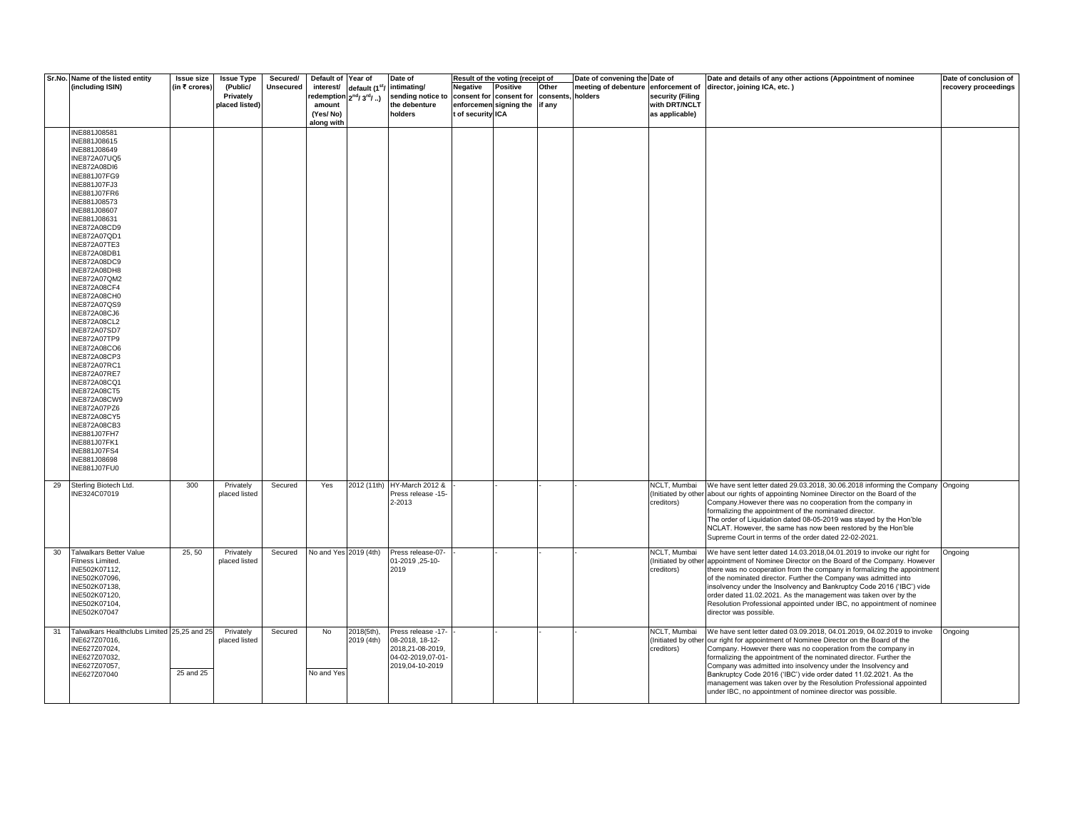| Sr.No. | Name of the listed entity (including ISIN) | Issue size (in ₹ crores) | Issue Type (Public/ Privately placed listed) | Secured/ Unsecured | Default of interest/ redemption amount (Yes/ No) along with | Year of default (1[st]/ 2[nd]/ 3[rd]/ ..) | Date of intimating/ sending notice to the debenture holders | Result of the voting (receipt of | | | Date of convening the meeting of debenture holders | Date of enforcement of security (Filing with DRT/NCLT as applicable) | Date and details of any other actions (Appointment of nominee director, joining ICA, etc. ) | Date of conclusion of recovery proceedings |
|---|---|---|---|---|---|---|---|---|---|---|---|---|---|---|
| | | | | | | | | Negative consent for enforcement of security | Positive consent for signing the ICA | Other consents, if any | | | | |
| | INE881J08581<br>INE881J08615<br>INE881J08649<br>INE872A07UQ5<br>INE872A08DI6<br>INE881J07FG9<br>INE881J07FJ3<br>INE881J07FR6<br>INE881J08573<br>INE881J08607<br>INE881J08631<br>INE872A08CD9<br>INE872A07QD1<br>INE872A07TE3<br>INE872A08DB1<br>INE872A08DC9<br>INE872A08DH8<br>INE872A07QM2<br>INE872A08CF4<br>INE872A08CH0<br>INE872A07QS9<br>INE872A08CJ6<br>INE872A08CL2<br>INE872A07SD7<br>INE872A07TP9<br>INE872A08CO6<br>INE872A08CP3<br>INE872A07RC1<br>INE872A07RE7<br>INE872A08CQ1<br>INE872A08CT5<br>INE872A08CW9<br>INE872A07PZ6<br>INE872A08CY5<br>INE872A08CB3<br>INE881J07FH7<br>INE881J07FK1<br>INE881J07FS4<br>INE881J08698<br>INE881J07FU0 | | | | | | | | | | | | | |
| 29 | Sterling Biotech Ltd.<br>INE324C07019 | 300 | Privately placed listed | Secured | Yes | 2012 (11th) | HY-March 2012 & Press release -15-2-2013 | - | - | - | - | NCLT, Mumbai (Initiated by other creditors) | We have sent letter dated 29.03.2018, 30.06.2018 informing the Company about our rights of appointing Nominee Director on the Board of the Company.However there was no cooperation from the company in formalizing the appointment of the nominated director.<br>The order of Liquidation dated 08-05-2019 was stayed by the Hon'ble NCLAT. However, the same has now been restored by the Hon'ble Supreme Court in terms of the order dated 22-02-2021. | Ongoing |
| 30 | Talwalkars Better Value Fitness Limited.<br>INE502K07112,<br>INE502K07096,<br>INE502K07138,<br>INE502K07120,<br>INE502K07104,<br>INE502K07047 | 25, 50 | Privately placed listed | Secured | No and Yes | 2019 (4th) | Press release-07-01-2019 ,25-10-2019 | - | - | - | - | NCLT, Mumbai (Initiated by other creditors) | We have sent letter dated 14.03.2018,04.01.2019 to invoke our right for appointment of Nominee Director on the Board of the Company. However there was no cooperation from the company in formalizing the appointment of the nominated director. Further the Company was admitted into insolvency under the Insolvency and Bankruptcy Code 2016 ('IBC') vide order dated 11.02.2021. As the management was taken over by the Resolution Professional appointed under IBC, no appointment of nominee director was possible. | Ongoing |
| 31 | Talwalkars Healthclubs Limited<br>INE627Z07016,<br>INE627Z07024,<br>INE627Z07032,<br>INE627Z07057,<br>INE627Z07040 | 25,25 and 25<br><br>25 and 25 | Privately placed listed | Secured | No<br><br>No and Yes | 2018(5th), 2019 (4th) | Press release -17-08-2018, 18-12-2018,21-08-2019, 04-02-2019,07-01-2019,04-10-2019 | - | - | - | - | NCLT, Mumbai (Initiated by other creditors) | We have sent letter dated 03.09.2018, 04.01.2019, 04.02.2019 to invoke our right for appointment of Nominee Director on the Board of the Company. However there was no cooperation from the company in formalizing the appointment of the nominated director. Further the Company was admitted into insolvency under the Insolvency and Bankruptcy Code 2016 ('IBC') vide order dated 11.02.2021. As the management was taken over by the Resolution Professional appointed under IBC, no appointment of nominee director was possible. | Ongoing |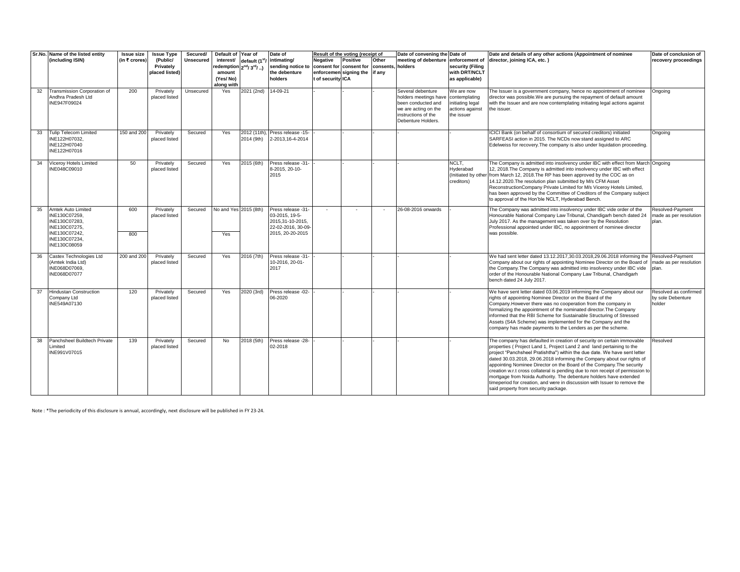| Sr.No. | Name of the listed entity (including ISIN) | Issue size (in ₹ crores) | Issue Type (Public/ Privately placed listed) | Secured/ Unsecured | Default of interest/ redemption amount (Yes/ No) along with | Year of default (1st/ 2nd/ 3rd/ ..) | Date of intimating/ sending notice to the debenture holders | Result of the voting (receipt of | | | Date of convening the meeting of debenture holders | Date of enforcement of security (Filing with DRT/NCLT as applicable) | Date and details of any other actions (Appointment of nominee director, joining ICA, etc. ) | Date of conclusion of recovery proceedings |
|---|---|---|---|---|---|---|---|---|---|---|---|---|---|---|
| | | | | | | | | Negative consent for enforcement of security | Positive consent for signing the ICA | Other consents, if any | | | | |
| 32 | Transmission Corporation of Andhra Pradesh Ltd INE947F09024 | 200 | Privately placed listed | Unsecured | Yes | 2021 (2nd) | 14-09-21 | - | - | - | Several debenture holders meetings have been conducted and we are acting on the instructions of the Debenture Holders. | We are now contemplating initiating legal actions against the issuer | The Issuer is a government company, hence no appointment of nominee director was possible.We are pursuing the repayment of default amount with the Issuer and are now contemplating initiating legal actions against the issuer. | Ongoing |
| 33 | Tulip Telecom Limited INE122H07032, INE122H07040 INE122H07016 | 150 and 200 | Privately placed listed | Secured | Yes | 2012 (11th), 2014 (9th) | Press release -15-2-2013,16-4-2014 | - | - | - | - | - | ICICI Bank (on behalf of consortium of secured creditors) initiated SARFEASI action in 2015. The NCDs now stand assigned to ARC Edelweiss for recovery.The company is also under liquidation proceeding. | Ongoing |
| 34 | Viceroy Hotels Limited INE048C09010 | 50 | Privately placed listed | Secured | Yes | 2015 (6th) | Press release -31-8-2015, 20-10-2015 | - | - | - | - | NCLT, Hyderabad (Initiated by other creditors) | The Company is admitted into insolvency under IBC with effect from March 12, 2018.The Company is admitted into insolvency under IBC with effect from March 12, 2018.The RP has been approved by the COC as on 14.12.2020.The resolution plan submitted by M/s CFM Asset ReconstructionCompany Private Limited for M/s Viceroy Hotels Limited, has been approved by the Committee of Creditors of the Company subject to approval of the Hon'ble NCLT, Hyderabad Bench. | Ongoing |
| 35 | Amtek Auto Limited INE130C07259, INE130C07283, INE130C07275, INE130C07242, INE130C07234, INE130C08059 | 600<br>800 | Privately placed listed | Secured | No and Yes<br>Yes | 2015 (8th) | Press release -31-03-2015, 19-5-2015,31-10-2015, 22-02-2016, 30-09-2015, 20-20-2015 | - | - | - | 26-08-2016 onwards | - | The Company was admitted into insolvency under IBC vide order of the Honourable National Company Law Tribunal, Chandigarh bench dated 24 July 2017. As the management was taken over by the Resolution Professional appointed under IBC, no appointment of nominee director was possible. | Resolved-Payment made as per resolution plan. |
| 36 | Castex Technologies Ltd (Amtek India Ltd) INE068D07069, INE068D07077 | 200 and 200 | Privately placed listed | Secured | Yes | 2016 (7th) | Press release -31-10-2016, 20-01-2017 | - | - | - | - | - | We had sent letter dated 13.12.2017,30.03.2018,29.06.2018 informing the Company about our rights of appointing Nominee Director on the Board of the Company.The Company was admitted into insolvency under IBC vide order of the Honourable National Company Law Tribunal, Chandigarh bench dated 24 July 2017. | Resolved-Payment made as per resolution plan. |
| 37 | Hindustan Construction Company Ltd INE549A07130 | 120 | Privately placed listed | Secured | Yes | 2020 (3rd) | Press release -02-06-2020 | - | - | - | - | - | We have sent letter dated 03.06.2019 informing the Company about our rights of appointing Nominee Director on the Board of the Company.However there was no cooperation from the company in formalizing the appointment of the nominated director.The Company informed that the RBI Scheme for Sustainable Structuring of Stressed Assets (S4A Scheme) was implemented for the Company and the company has made payments to the Lenders as per the scheme. | Resolved as confirmed by sole Debenture holder |
| 38 | Panchsheel Buildtech Private Limited INE991V07015 | 139 | Privately placed listed | Secured | No | 2018 (5th) | Press release -28-02-2018 | - | - | - | - | - | The company has defaulted in creation of security on certain immovable properties ( Project Land 1, Project Land 2 and land pertaining to the project "Panchsheel Pratishtha") within the due date. We have sent letter dated 30.03.2018, 29.06.2018 informing the Company about our rights of appointing Nominee Director on the Board of the Company.The security creation w.r.t cross collateral is pending due to non receipt of permission to mortgage from Noida Authority. The debenture holders have extended timeperiod for creation, and were in discussion with Issuer to remove the said property from security package. | Resolved |

Note : *The periodicity of this disclosure is annual, accordingly, next disclosure will be published in FY 23-24.